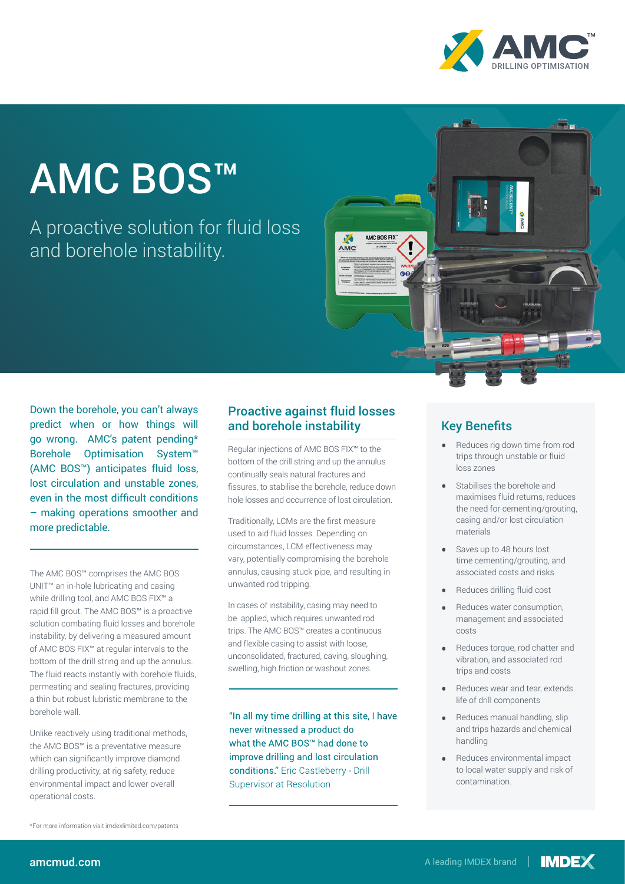# AMC BOS™

A proactive solution for fluid loss and borehole instability.

Down the borehole, you can't always predict when or how things will go wrong. AMC's patent pending* Borehole Optimisation System™ (AMC BOS™) anticipates fluid loss, lost circulation and unstable zones, even in the most difficult conditions – making operations smoother and more predictable.

The AMC BOS™ comprises the AMC BOS UNIT™ an in-hole lubricating and casing while drilling tool, and AMC BOS FIX™ a rapid fill grout. The AMC BOS™ is a proactive solution combating fluid losses and borehole instability, by delivering a measured amount of AMC BOS FIX™ at regular intervals to the bottom of the drill string and up the annulus. The fluid reacts instantly with borehole fluids, permeating and sealing fractures, providing a thin but robust lubristic membrane to the borehole wall.

Unlike reactively using traditional methods, the AMC BOS™ is a preventative measure which can significantly improve diamond drilling productivity, at rig safety, reduce environmental impact and lower overall operational costs.

\*For more information visit imdexlimited.com/patents

## Proactive against fluid losses and borehole instability

Regular injections of AMC BOS FIX™ to the bottom of the drill string and up the annulus continually seals natural fractures and fissures, to stabilise the borehole, reduce down hole losses and occurrence of lost circulation.

Traditionally, LCMs are the first measure used to aid fluid losses. Depending on circumstances, LCM effectiveness may vary, potentially compromising the borehole annulus, causing stuck pipe, and resulting in unwanted rod tripping.

In cases of instability, casing may need to be applied, which requires unwanted rod trips. The AMC BOS™ creates a continuous and flexible casing to assist with loose, unconsolidated, fractured, caving, sloughing, swelling, high friction or washout zones.

"In all my time drilling at this site, I have never witnessed a product do what the AMC BOS™ had done to improve drilling and lost circulation conditions." Eric Castleberry - Drill Supervisor at Resolution

## Key Benefits

- Reduces rig down time from rod trips through unstable or fluid loss zones
- Stabilises the borehole and maximises fluid returns, reduces the need for cementing/grouting, casing and/or lost circulation materials
- Saves up to 48 hours lost time cementing/grouting, and associated costs and risks
- Reduces drilling fluid cost
- Reduces water consumption, management and associated costs
- Reduces torque, rod chatter and vibration, and associated rod trips and costs
- Reduces wear and tear, extends life of drill components
- Reduces manual handling, slip and trips hazards and chemical handling
- Reduces environmental impact to local water supply and risk of contamination.

amcmud.com

A leading IMDEX brand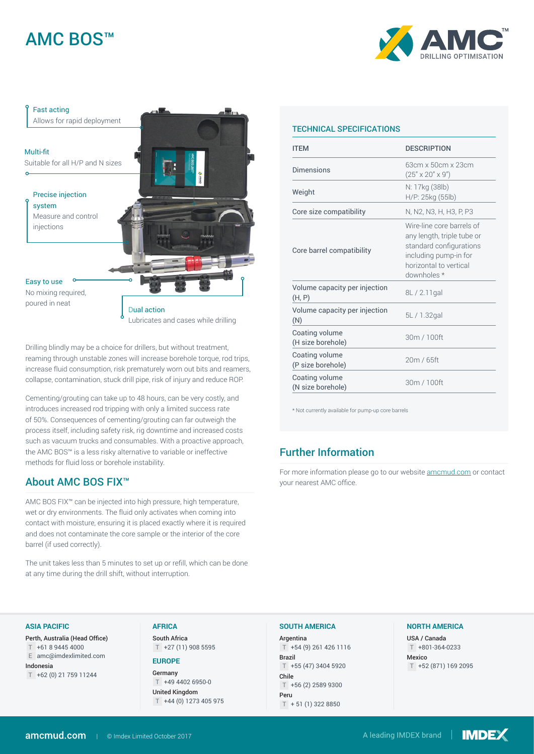# AMC BOS™

Fast acting
Allows for rapid deployment

Multi-fit
Suitable for all H/P and N sizes

Precise injection system
Measure and control injections

Easy to use
No mixing required, poured in neat

Dual action
Lubricates and cases while drilling

Drilling blindly may be a choice for drillers, but without treatment, reaming through unstable zones will increase borehole torque, rod trips, increase fluid consumption, risk prematurely worn out bits and reamers, collapse, contamination, stuck drill pipe, risk of injury and reduce ROP.

Cementing/grouting can take up to 48 hours, can be very costly, and introduces increased rod tripping with only a limited success rate of 50%. Consequences of cementing/grouting can far outweigh the process itself, including safety risk, rig downtime and increased costs such as vacuum trucks and consumables. With a proactive approach, the AMC BOS™ is a less risky alternative to variable or ineffective methods for fluid loss or borehole instability.

## About AMC BOS FIX™

AMC BOS FIX™ can be injected into high pressure, high temperature, wet or dry environments. The fluid only activates when coming into contact with moisture, ensuring it is placed exactly where it is required and does not contaminate the core sample or the interior of the core barrel (if used correctly).

The unit takes less than 5 minutes to set up or refill, which can be done at any time during the drill shift, without interruption.

### TECHNICAL SPECIFICATIONS

| ITEM | DESCRIPTION |
|---|---|
| Dimensions | 63cm x 50cm x 23cm (25" x 20" x 9") |
| Weight | N: 17kg (38lb) H/P: 25kg (55lb) |
| Core size compatibility | N, N2, N3, H, H3, P, P3 |
| Core barrel compatibility | Wire-line core barrels of any length, triple tube or standard configurations including pump-in for horizontal to vertical downholes * |
| Volume capacity per injection (H, P) | 8L / 2.11gal |
| Volume capacity per injection (N) | 5L / 1.32gal |
| Coating volume (H size borehole) | 30m / 100ft |
| Coating volume (P size borehole) | 20m / 65ft |
| Coating volume (N size borehole) | 30m / 100ft |

* Not currently available for pump-up core barrels

## Further Information

For more information please go to our website amcmud.com or contact your nearest AMC office.

**ASIA PACIFIC**

Perth, Australia (Head Office)
T +61 8 9445 4000
E amc@imdexlimited.com
Indonesia
T +62 (0) 21 759 11244

**AFRICA**

South Africa
T +27 (11) 908 5595

**EUROPE**

Germany
T +49 4402 6950-0
United Kingdom
T +44 (0) 1273 405 975

**SOUTH AMERICA**

Argentina
T +54 (9) 261 426 1116
Brazil
T +55 (47) 3404 5920
Chile
T +56 (2) 2589 9300
Peru
T + 51 (1) 322 8850

**NORTH AMERICA**

USA / Canada
T +801-364-0233
Mexico
T +52 (871) 169 2095

amcmud.com | © Imdex Limited October 2017

A leading IMDEX brand